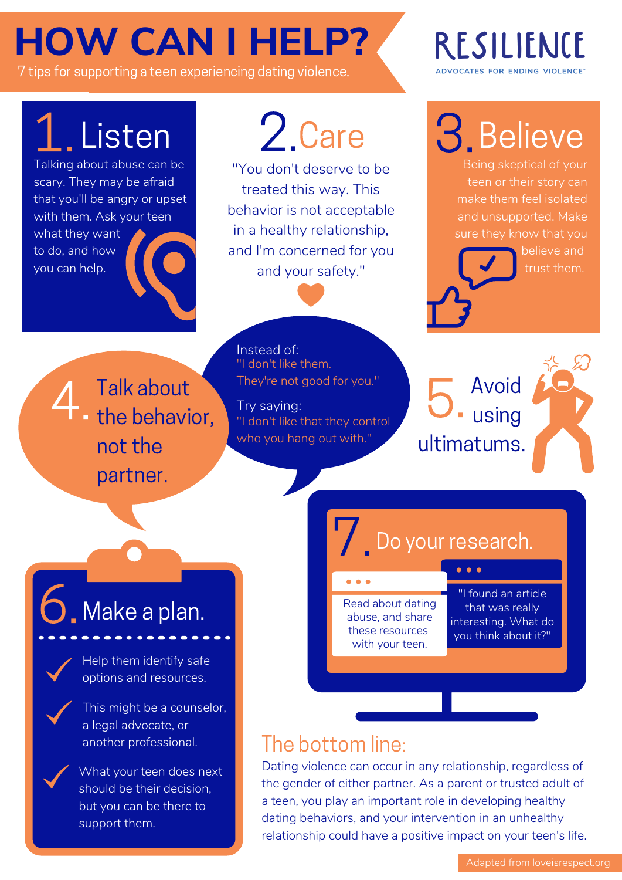# HOW CAN I HELP?

7 tips for supporting a teen experiencing dating violence.

RESILIENCE
ADVOCATES FOR ENDING VIOLENCE™

## 1. Listen

Talking about abuse can be scary. They may be afraid that you'll be angry or upset with them. Ask your teen what they want to do, and how you can help.

## 2. Care

"You don't deserve to be treated this way. This behavior is not acceptable in a healthy relationship, and I'm concerned for you and your safety."

## 3. Believe

Being skeptical of your teen or their story can make them feel isolated and unsupported. Make sure they know that you believe and trust them.

## 4. Talk about the behavior, not the partner.

Instead of:
"I don't like them. They're not good for you."

Try saying:
"I don't like that they control who you hang out with."

## 5. Avoid using ultimatums.

## 6. Make a plan.

- ✓ Help them identify safe options and resources.
- ✓ This might be a counselor, a legal advocate, or another professional.
- ✓ What your teen does next should be their decision, but you can be there to support them.

## 7. Do your research.

Read about dating abuse, and share these resources with your teen.

"I found an article that was really interesting. What do you think about it?"

## The bottom line:

Dating violence can occur in any relationship, regardless of the gender of either partner. As a parent or trusted adult of a teen, you play an important role in developing healthy dating behaviors, and your intervention in an unhealthy relationship could have a positive impact on your teen's life.

Adapted from loveisrespect.org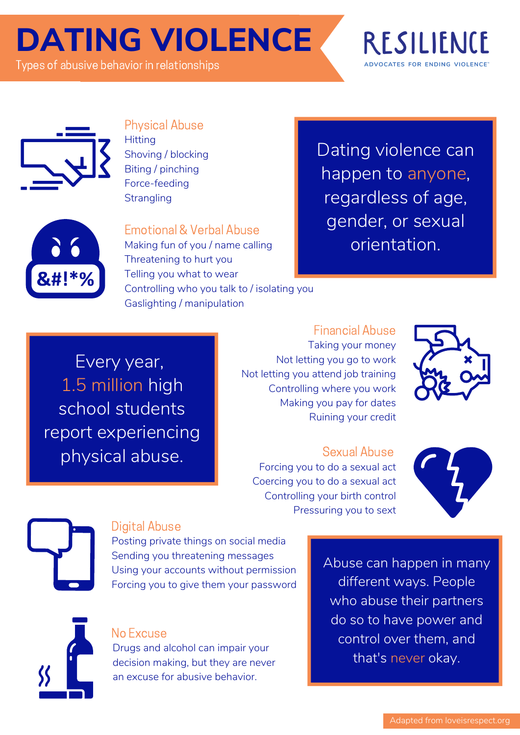# DATING VIOLENCE

Types of abusive behavior in relationships

RESILIENCE

ADVOCATES FOR ENDING VIOLENCE™

## Physical Abuse

- Hitting
- Shoving / blocking
- Biting / pinching
- Force-feeding
- Strangling

Dating violence can happen to anyone, regardless of age, gender, or sexual orientation.

## Emotional & Verbal Abuse

- Making fun of you / name calling
- Threatening to hurt you
- Telling you what to wear
- Controlling who you talk to / isolating you
- Gaslighting / manipulation

Every year, 1.5 million high school students report experiencing physical abuse.

## Financial Abuse

- Taking your money
- Not letting you go to work
- Not letting you attend job training
- Controlling where you work
- Making you pay for dates
- Ruining your credit

## Sexual Abuse

- Forcing you to do a sexual act
- Coercing you to do a sexual act
- Controlling your birth control
- Pressuring you to sext

## Digital Abuse

- Posting private things on social media
- Sending you threatening messages
- Using your accounts without permission
- Forcing you to give them your password

Abuse can happen in many different ways. People who abuse their partners do so to have power and control over them, and that's never okay.

## No Excuse

Drugs and alcohol can impair your decision making, but they are never an excuse for abusive behavior.

Adapted from loveisrespect.org